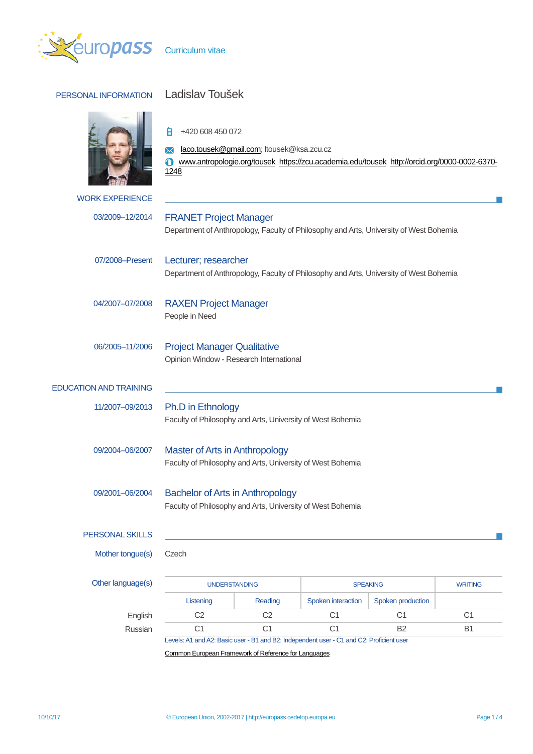Curriculum vitae

## PERSONAL INFORMATION

# Ladislav Toušek

+420 608 450 072

laco.tousek@gmail.com; ltousek@ksa.zcu.cz

www.antropologie.org/tousek https://zcu.academia.edu/tousek http://orcid.org/0000-0002-6370-1248

## WORK EXPERIENCE

03/2009–12/2014

### FRANET Project Manager

Department of Anthropology, Faculty of Philosophy and Arts, University of West Bohemia

07/2008–Present

### Lecturer; researcher

Department of Anthropology, Faculty of Philosophy and Arts, University of West Bohemia

04/2007–07/2008

### RAXEN Project Manager

People in Need

06/2005–11/2006

### Project Manager Qualitative

Opinion Window - Research International

## EDUCATION AND TRAINING

11/2007–09/2013

### Ph.D in Ethnology

Faculty of Philosophy and Arts, University of West Bohemia

09/2004–06/2007

### Master of Arts in Anthropology

Faculty of Philosophy and Arts, University of West Bohemia

09/2001–06/2004

### Bachelor of Arts in Anthropology

Faculty of Philosophy and Arts, University of West Bohemia

## PERSONAL SKILLS

Mother tongue(s): Czech

Other language(s)

| | UNDERSTANDING | | SPEAKING | | WRITING |
|---|---|---|---|---|---|
| | Listening | Reading | Spoken interaction | Spoken production | |
| English | C2 | C2 | C1 | C1 | C1 |
| Russian | C1 | C1 | C1 | B2 | B1 |

Levels: A1 and A2: Basic user - B1 and B2: Independent user - C1 and C2: Proficient user

Common European Framework of Reference for Languages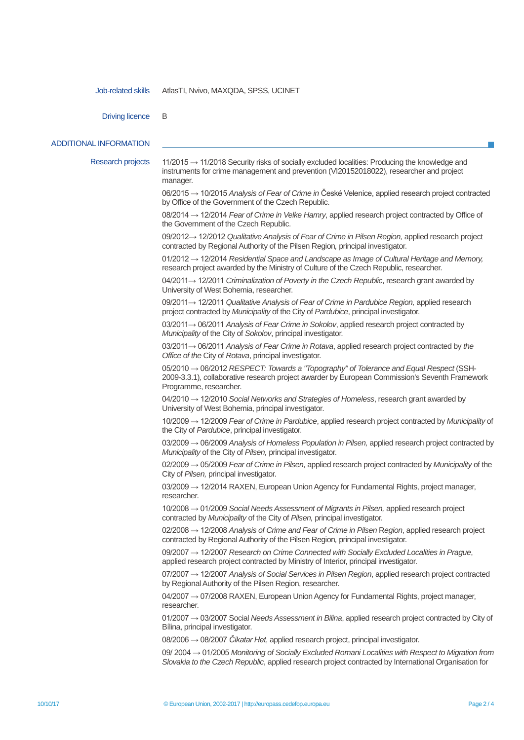**Job-related skills** AtlasTI, Nvivo, MAXQDA, SPSS, UCINET

**Driving licence** B

## ADDITIONAL INFORMATION

**Research projects**

11/2015 → 11/2018 Security risks of socially excluded localities: Producing the knowledge and instruments for crime management and prevention (VI20152018022), researcher and project manager.

06/2015 → 10/2015 *Analysis of Fear of Crime in* České Velenice, applied research project contracted by Office of the Government of the Czech Republic.

08/2014 → 12/2014 *Fear of Crime in Velke Hamry*, applied research project contracted by Office of the Government of the Czech Republic.

09/2012→ 12/2012 *Qualitative Analysis of Fear of Crime in Pilsen Region,* applied research project contracted by Regional Authority of the Pilsen Region, principal investigator.

01/2012 → 12/2014 *Residential Space and Landscape as Image of Cultural Heritage and Memory,* research project awarded by the Ministry of Culture of the Czech Republic, researcher.

04/2011→ 12/2011 *Criminalization of Poverty in the Czech Republic*, research grant awarded by University of West Bohemia, researcher.

09/2011→ 12/2011 *Qualitative Analysis of Fear of Crime in Pardubice Region,* applied research project contracted by *Municipality* of the City of *Pardubice*, principal investigator.

03/2011→ 06/2011 *Analysis of Fear Crime in Sokolov*, applied research project contracted by *Municipality* of the City of *Sokolov*, principal investigator.

03/2011→ 06/2011 *Analysis of Fear Crime in Rotava*, applied research project contracted by *the Office of the* City of *Rotava*, principal investigator.

05/2010 → 06/2012 *RESPECT: Towards a "Topography" of Tolerance and Equal Respect* (SSH-2009-3.3.1), collaborative research project awarder by European Commission's Seventh Framework Programme, researcher.

04/2010 → 12/2010 *Social Networks and Strategies of Homeless*, research grant awarded by University of West Bohemia, principal investigator.

10/2009 → 12/2009 *Fear of Crime in Pardubice*, applied research project contracted by *Municipality* of the City of *Pardubice*, principal investigator.

03/2009 → 06/2009 *Analysis of Homeless Population in Pilsen,* applied research project contracted by *Municipality* of the City of *Pilsen,* principal investigator.

02/2009 → 05/2009 *Fear of Crime in Pilsen*, applied research project contracted by *Municipality* of the City of *Pilsen,* principal investigator.

03/2009 → 12/2014 RAXEN, European Union Agency for Fundamental Rights, project manager, researcher.

10/2008 → 01/2009 *Social Needs Assessment of Migrants in Pilsen,* applied research project contracted by *Municipality* of the City of *Pilsen,* principal investigator.

02/2008 → 12/2008 *Analysis of Crime and Fear of Crime in Pilsen* Region, applied research project contracted by Regional Authority of the Pilsen Region, principal investigator.

09/2007 → 12/2007 *Research on Crime Connected with Socially Excluded Localities in Prague*, applied research project contracted by Ministry of Interior, principal investigator.

07/2007 → 12/2007 *Analysis of Social Services in Pilsen Region*, applied research project contracted by Regional Authority of the Pilsen Region, researcher.

04/2007 → 07/2008 RAXEN, European Union Agency for Fundamental Rights, project manager, researcher.

01/2007 → 03/2007 Social *Needs Assessment in Bilina*, applied research project contracted by City of Bílina, principal investigator.

08/2006 → 08/2007 *Čikatar Het*, applied research project, principal investigator.

09/ 2004 → 01/2005 *Monitoring of Socially Excluded Romani Localities with Respect to Migration from Slovakia to the Czech Republic*, applied research project contracted by International Organisation for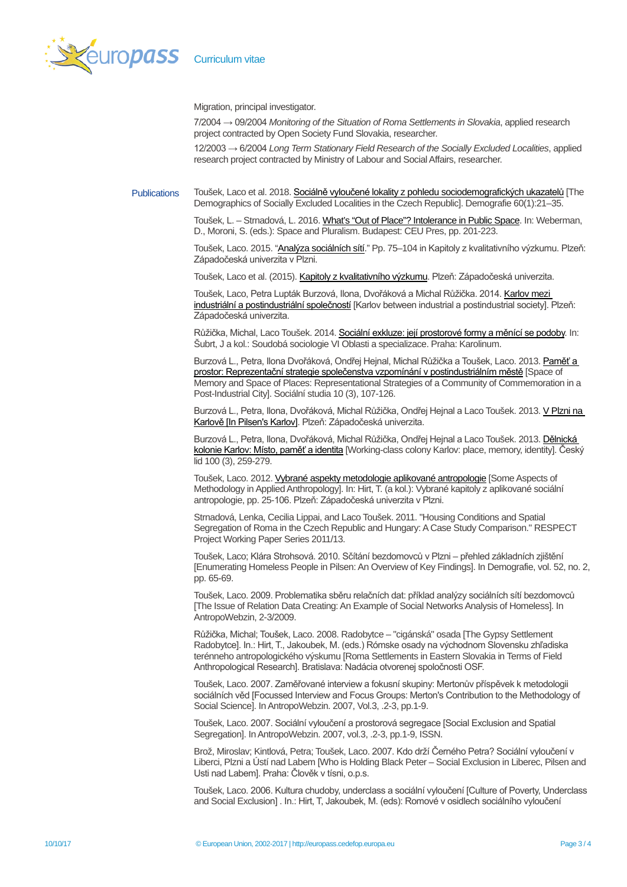Migration, principal investigator.

7/2004 → 09/2004 *Monitoring of the Situation of Roma Settlements in Slovakia*, applied research project contracted by Open Society Fund Slovakia, researcher.

12/2003 → 6/2004 *Long Term Stationary Field Research of the Socially Excluded Localities*, applied research project contracted by Ministry of Labour and Social Affairs, researcher.

## Publications

Toušek, Laco et al. 2018. Sociálně vyloučené lokality z pohledu sociodemografických ukazatelů [The Demographics of Socially Excluded Localities in the Czech Republic]. Demografie 60(1):21–35.

Toušek, L. – Strnadová, L. 2016. What's "Out of Place"? Intolerance in Public Space. In: Weberman, D., Moroni, S. (eds.): Space and Pluralism. Budapest: CEU Pres, pp. 201-223.

Toušek, Laco. 2015. "Analýza sociálních sítí." Pp. 75–104 in Kapitoly z kvalitativního výzkumu. Plzeň: Západočeská univerzita v Plzni.

Toušek, Laco et al. (2015). Kapitoly z kvalitativního výzkumu. Plzeň: Západočeská univerzita.

Toušek, Laco, Petra Lupták Burzová, Ilona, Dvořáková a Michal Růžička. 2014. Karlov mezi industriální a postindustriální společností [Karlov between industrial a postindustrial society]. Plzeň: Západočeská univerzita.

Růžička, Michal, Laco Toušek. 2014. Sociální exkluze: její prostorové formy a měnící se podoby. In: Šubrt, J a kol.: Soudobá sociologie VI Oblasti a specializace. Praha: Karolinum.

Burzová L., Petra, Ilona Dvořáková, Ondřej Hejnal, Michal Růžička a Toušek, Laco. 2013. Paměť a prostor: Reprezentační strategie společenstva vzpomínání v postindustriálním městě [Space of Memory and Space of Places: Representational Strategies of a Community of Commemoration in a Post-Industrial City]. Sociální studia 10 (3), 107-126.

Burzová L., Petra, Ilona, Dvořáková, Michal Růžička, Ondřej Hejnal a Laco Toušek. 2013. V Plzni na Karlově [In Pilsen's Karlov]. Plzeň: Západočeská univerzita.

Burzová L., Petra, Ilona, Dvořáková, Michal Růžička, Ondřej Hejnal a Laco Toušek. 2013. Dělnická kolonie Karlov: Místo, paměť a identita [Working-class colony Karlov: place, memory, identity]. Český lid 100 (3), 259-279.

Toušek, Laco. 2012. Vybrané aspekty metodologie aplikované antropologie [Some Aspects of Methodology in Applied Anthropology]. In: Hirt, T. (a kol.): Vybrané kapitoly z aplikované sociální antropologie, pp. 25-106. Plzeň: Západočeská univerzita v Plzni.

Strnadová, Lenka, Cecilia Lippai, and Laco Toušek. 2011. "Housing Conditions and Spatial Segregation of Roma in the Czech Republic and Hungary: A Case Study Comparison." RESPECT Project Working Paper Series 2011/13.

Toušek, Laco; Klára Strohsová. 2010. Sčítání bezdomovců v Plzni – přehled základních zjištění [Enumerating Homeless People in Pilsen: An Overview of Key Findings]. In Demografie, vol. 52, no. 2, pp. 65-69.

Toušek, Laco. 2009. Problematika sběru relačních dat: příklad analýzy sociálních sítí bezdomovců [The Issue of Relation Data Creating: An Example of Social Networks Analysis of Homeless]. In AntropoWebzin, 2-3/2009.

Růžička, Michal; Toušek, Laco. 2008. Radobytce – "cigánská" osada [The Gypsy Settlement Radobytce]. In.: Hirt, T., Jakoubek, M. (eds.) Rómske osady na východnom Slovensku zhľadiska terénneho antropologického výskumu [Roma Settlements in Eastern Slovakia in Terms of Field Anthropological Research]. Bratislava: Nadácia otvorenej spoločnosti OSF.

Toušek, Laco. 2007. Zaměřované interview a fokusní skupiny: Mertonův příspěvek k metodologii sociálních věd [Focussed Interview and Focus Groups: Merton's Contribution to the Methodology of Social Science]. In AntropoWebzin. 2007, Vol.3, .2-3, pp.1-9.

Toušek, Laco. 2007. Sociální vyloučení a prostorová segregace [Social Exclusion and Spatial Segregation]. In AntropoWebzin. 2007, vol.3, .2-3, pp.1-9, ISSN.

Brož, Miroslav; Kintlová, Petra; Toušek, Laco. 2007. Kdo drží Černého Petra? Sociální vyloučení v Liberci, Plzni a Ústí nad Labem [Who is Holding Black Peter – Social Exclusion in Liberec, Pilsen and Usti nad Labem]. Praha: Člověk v tísni, o.p.s.

Toušek, Laco. 2006. Kultura chudoby, underclass a sociální vyloučení [Culture of Poverty, Underclass and Social Exclusion] . In.: Hirt, T, Jakoubek, M. (eds): Romové v osidlech sociálního vyloučení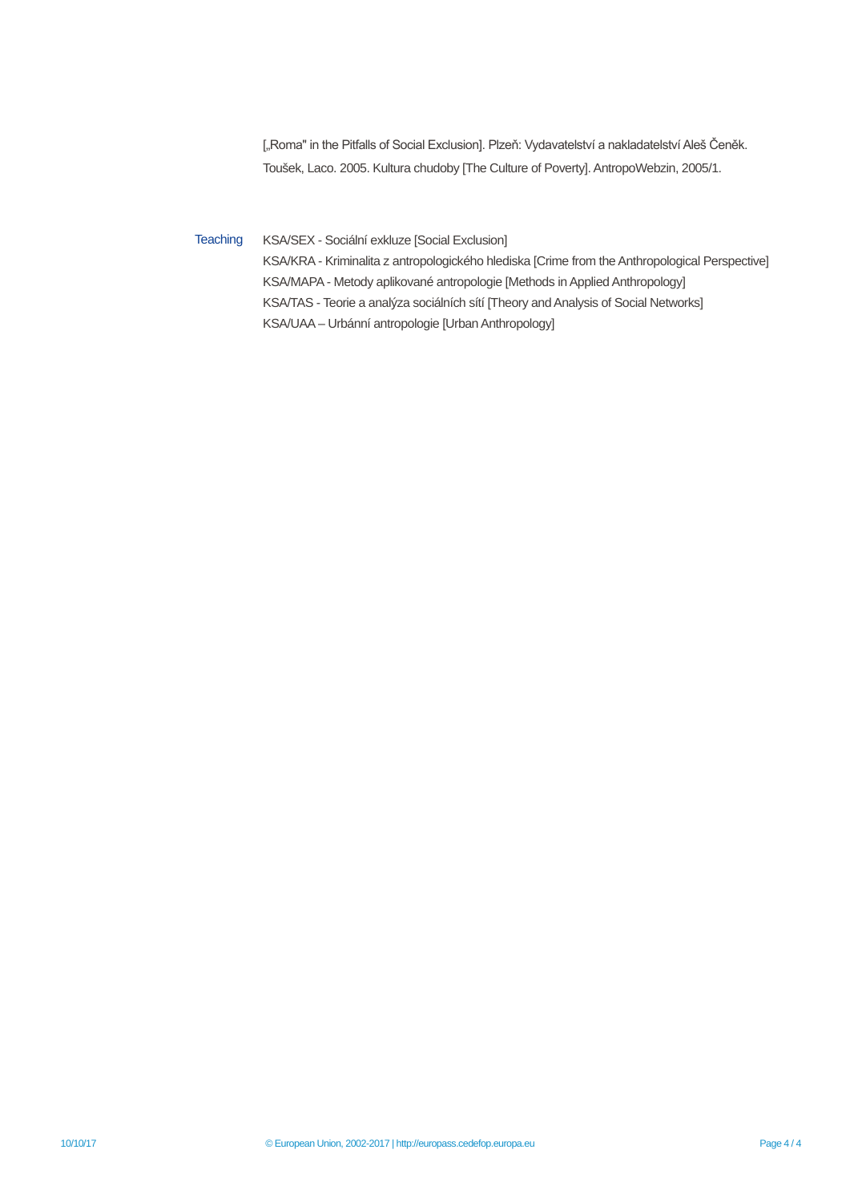[„Roma" in the Pitfalls of Social Exclusion]. Plzeň: Vydavatelství a nakladatelství Aleš Čeněk.

Toušek, Laco. 2005. Kultura chudoby [The Culture of Poverty]. AntropoWebzin, 2005/1.

**Teaching**

KSA/SEX - Sociální exkluze [Social Exclusion]
KSA/KRA - Kriminalita z antropologického hlediska [Crime from the Anthropological Perspective]
KSA/MAPA - Metody aplikované antropologie [Methods in Applied Anthropology]
KSA/TAS - Teorie a analýza sociálních sítí [Theory and Analysis of Social Networks]
KSA/UAA – Urbánní antropologie [Urban Anthropology]